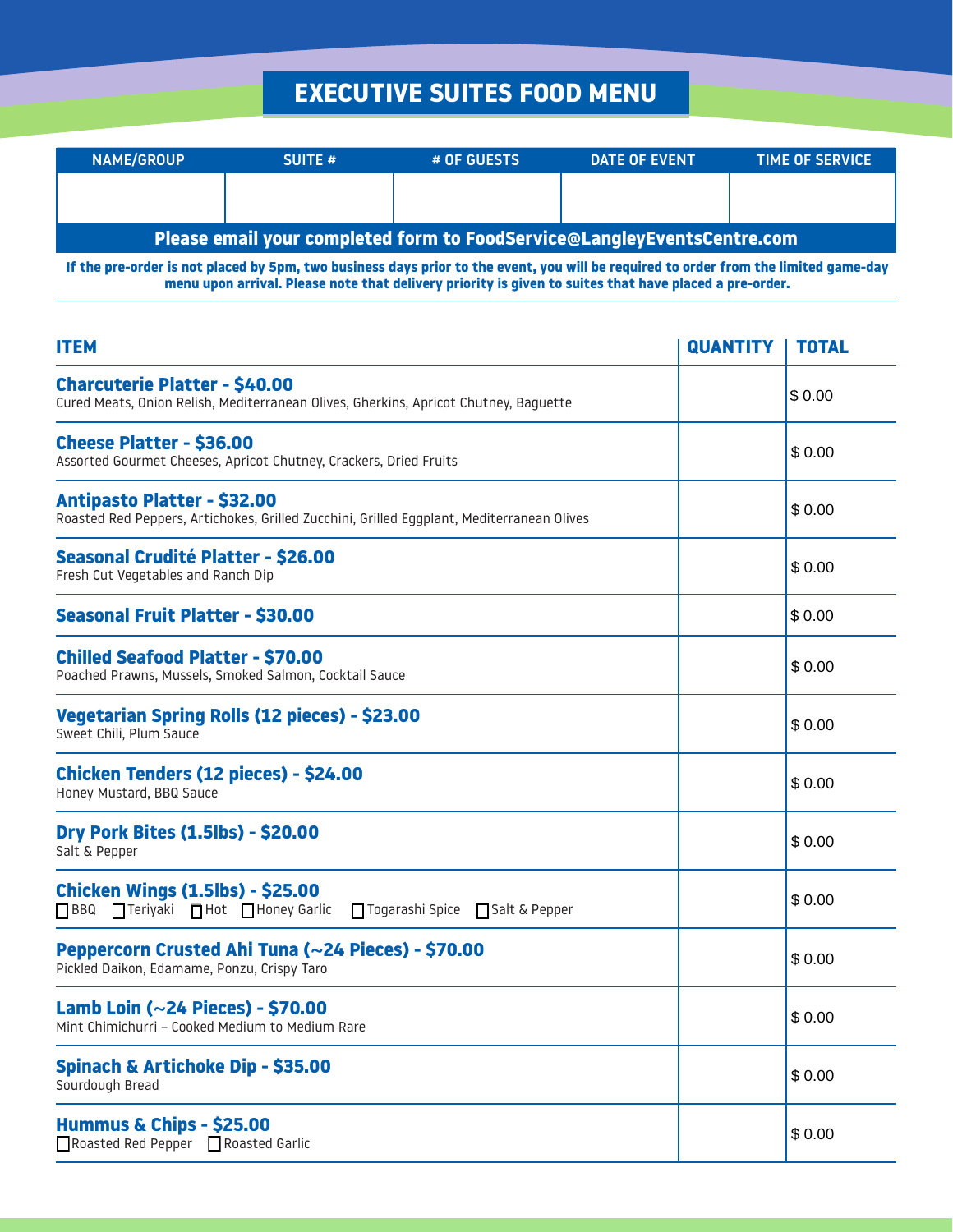# EXECUTIVE SUITES FOOD MENU

| NAME/GROUP | SUITE # | # OF GUESTS | DATE OF EVENT | TIME OF SERVICE |
|---|---|---|---|---|
| | | | | |

**Please email your completed form to FoodService@LangleyEventsCentre.com**

**If the pre-order is not placed by 5pm, two business days prior to the event, you will be required to order from the limited game-day menu upon arrival. Please note that delivery priority is given to suites that have placed a pre-order.**

| ITEM | QUANTITY | TOTAL |
|---|---|---|
| **Charcuterie Platter - $40.00**<br>Cured Meats, Onion Relish, Mediterranean Olives, Gherkins, Apricot Chutney, Baguette | | $ 0.00 |
| **Cheese Platter - $36.00**<br>Assorted Gourmet Cheeses, Apricot Chutney, Crackers, Dried Fruits | | $ 0.00 |
| **Antipasto Platter - $32.00**<br>Roasted Red Peppers, Artichokes, Grilled Zucchini, Grilled Eggplant, Mediterranean Olives | | $ 0.00 |
| **Seasonal Crudité Platter - $26.00**<br>Fresh Cut Vegetables and Ranch Dip | | $ 0.00 |
| **Seasonal Fruit Platter - $30.00** | | $ 0.00 |
| **Chilled Seafood Platter - $70.00**<br>Poached Prawns, Mussels, Smoked Salmon, Cocktail Sauce | | $ 0.00 |
| **Vegetarian Spring Rolls (12 pieces) - $23.00**<br>Sweet Chili, Plum Sauce | | $ 0.00 |
| **Chicken Tenders (12 pieces) - $24.00**<br>Honey Mustard, BBQ Sauce | | $ 0.00 |
| **Dry Pork Bites (1.5lbs) - $20.00**<br>Salt & Pepper | | $ 0.00 |
| **Chicken Wings (1.5lbs) - $25.00**<br>☐ BBQ ☐ Teriyaki ☐ Hot ☐ Honey Garlic ☐ Togarashi Spice ☐ Salt & Pepper | | $ 0.00 |
| **Peppercorn Crusted Ahi Tuna (~24 Pieces) - $70.00**<br>Pickled Daikon, Edamame, Ponzu, Crispy Taro | | $ 0.00 |
| **Lamb Loin (~24 Pieces) - $70.00**<br>Mint Chimichurri – Cooked Medium to Medium Rare | | $ 0.00 |
| **Spinach & Artichoke Dip - $35.00**<br>Sourdough Bread | | $ 0.00 |
| **Hummus & Chips - $25.00**<br>☐ Roasted Red Pepper ☐ Roasted Garlic | | $ 0.00 |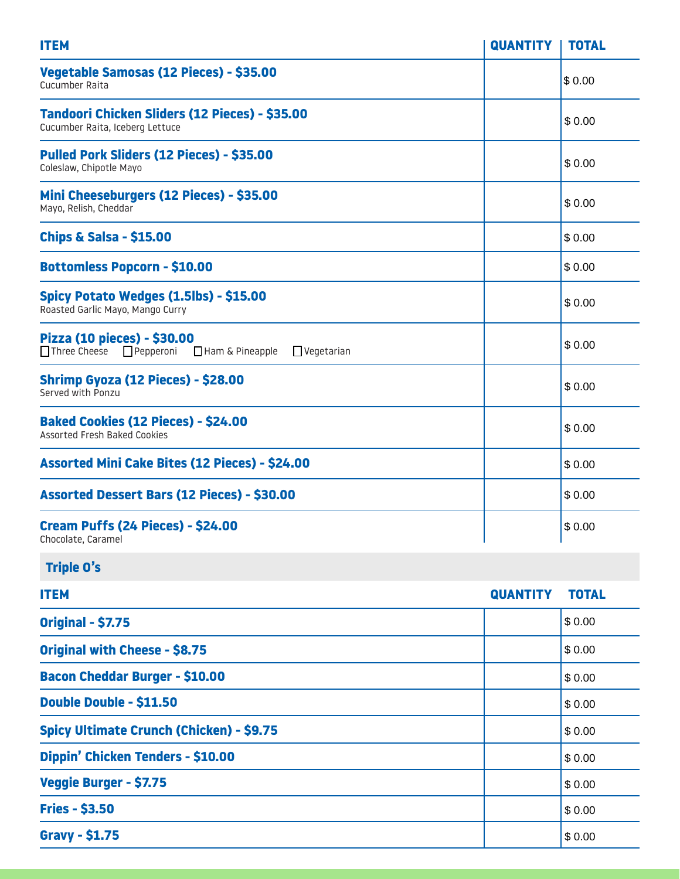| ITEM | QUANTITY | TOTAL |
| --- | --- | --- |
| **Vegetable Samosas (12 Pieces) - $35.00**<br>Cucumber Raita | | $ 0.00 |
| **Tandoori Chicken Sliders (12 Pieces) - $35.00**<br>Cucumber Raita, Iceberg Lettuce | | $ 0.00 |
| **Pulled Pork Sliders (12 Pieces) - $35.00**<br>Coleslaw, Chipotle Mayo | | $ 0.00 |
| **Mini Cheeseburgers (12 Pieces) - $35.00**<br>Mayo, Relish, Cheddar | | $ 0.00 |
| **Chips & Salsa - $15.00** | | $ 0.00 |
| **Bottomless Popcorn - $10.00** | | $ 0.00 |
| **Spicy Potato Wedges (1.5lbs) - $15.00**<br>Roasted Garlic Mayo, Mango Curry | | $ 0.00 |
| **Pizza (10 pieces) - $30.00**<br>☐ Three Cheese ☐ Pepperoni ☐ Ham & Pineapple ☐ Vegetarian | | $ 0.00 |
| **Shrimp Gyoza (12 Pieces) - $28.00**<br>Served with Ponzu | | $ 0.00 |
| **Baked Cookies (12 Pieces) - $24.00**<br>Assorted Fresh Baked Cookies | | $ 0.00 |
| **Assorted Mini Cake Bites (12 Pieces) - $24.00** | | $ 0.00 |
| **Assorted Dessert Bars (12 Pieces) - $30.00** | | $ 0.00 |
| **Cream Puffs (24 Pieces) - $24.00**<br>Chocolate, Caramel | | $ 0.00 |

## Triple O's

| ITEM | QUANTITY | TOTAL |
| --- | --- | --- |
| **Original - $7.75** | | $ 0.00 |
| **Original with Cheese - $8.75** | | $ 0.00 |
| **Bacon Cheddar Burger - $10.00** | | $ 0.00 |
| **Double Double - $11.50** | | $ 0.00 |
| **Spicy Ultimate Crunch (Chicken) - $9.75** | | $ 0.00 |
| **Dippin' Chicken Tenders - $10.00** | | $ 0.00 |
| **Veggie Burger - $7.75** | | $ 0.00 |
| **Fries - $3.50** | | $ 0.00 |
| **Gravy - $1.75** | | $ 0.00 |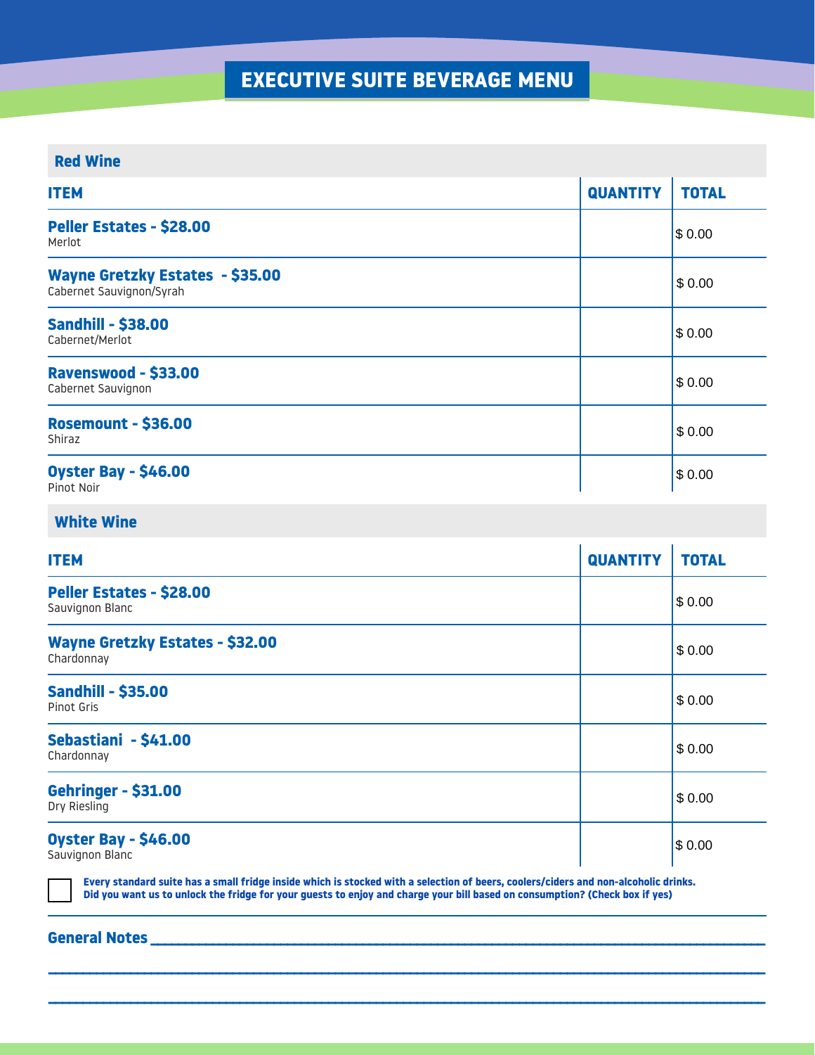# EXECUTIVE SUITE BEVERAGE MENU

## Red Wine

| ITEM | QUANTITY | TOTAL |
|---|---|---|
| **Peller Estates - $28.00**<br>Merlot | | $ 0.00 |
| **Wayne Gretzky Estates - $35.00**<br>Cabernet Sauvignon/Syrah | | $ 0.00 |
| **Sandhill - $38.00**<br>Cabernet/Merlot | | $ 0.00 |
| **Ravenswood - $33.00**<br>Cabernet Sauvignon | | $ 0.00 |
| **Rosemount - $36.00**<br>Shiraz | | $ 0.00 |
| **Oyster Bay - $46.00**<br>Pinot Noir | | $ 0.00 |

## White Wine

| ITEM | QUANTITY | TOTAL |
|---|---|---|
| **Peller Estates - $28.00**<br>Sauvignon Blanc | | $ 0.00 |
| **Wayne Gretzky Estates - $32.00**<br>Chardonnay | | $ 0.00 |
| **Sandhill - $35.00**<br>Pinot Gris | | $ 0.00 |
| **Sebastiani - $41.00**<br>Chardonnay | | $ 0.00 |
| **Gehringer - $31.00**<br>Dry Riesling | | $ 0.00 |
| **Oyster Bay - $46.00**<br>Sauvignon Blanc | | $ 0.00 |

☐ **Every standard suite has a small fridge inside which is stocked with a selection of beers, coolers/ciders and non-alcoholic drinks. Did you want us to unlock the fridge for your guests to enjoy and charge your bill based on consumption? (Check box if yes)**

**General Notes** ______________________________________________________________________

______________________________________________________________________

______________________________________________________________________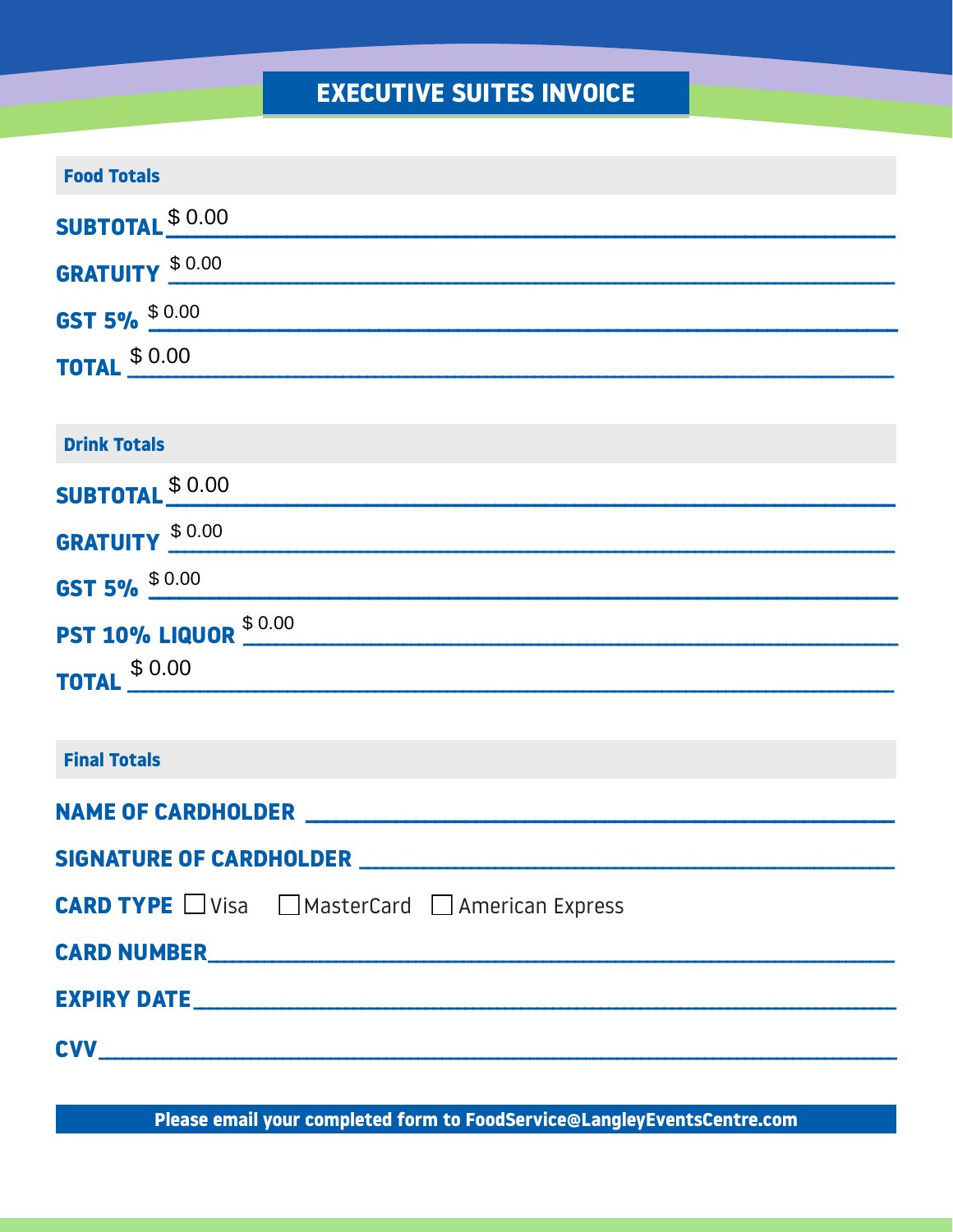# EXECUTIVE SUITES INVOICE

## Food Totals

**SUBTOTAL** $ 0.00

**GRATUITY** $ 0.00

**GST 5%** $ 0.00

**TOTAL** $ 0.00

## Drink Totals

**SUBTOTAL** $ 0.00

**GRATUITY** $ 0.00

**GST 5%** $ 0.00

**PST 10% LIQUOR** $ 0.00

**TOTAL** $ 0.00

## Final Totals

**NAME OF CARDHOLDER** ____________________

**SIGNATURE OF CARDHOLDER** ____________________

**CARD TYPE** ☐ Visa ☐ MasterCard ☐ American Express

**CARD NUMBER** ____________________

**EXPIRY DATE** ____________________

**CVV** ____________________

**Please email your completed form to FoodService@LangleyEventsCentre.com**